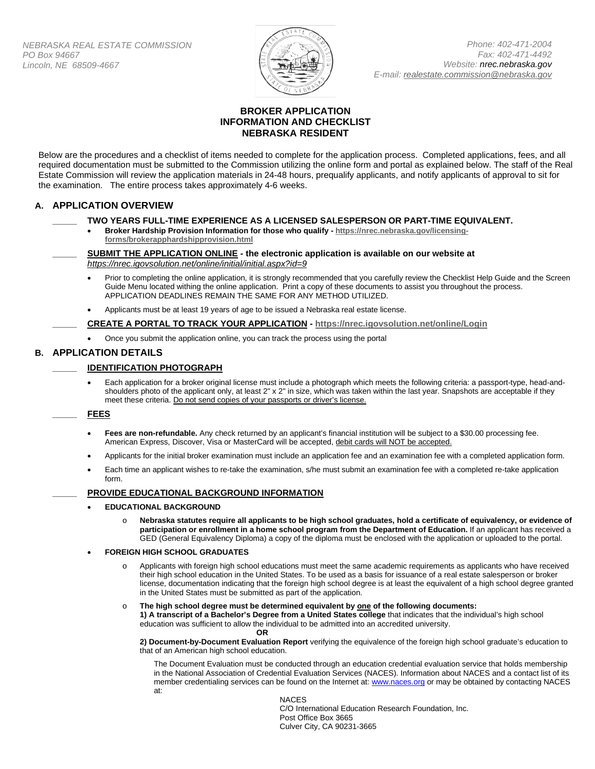NEBRASKA REAL ESTATE COMMISSION
PO Box 94667
Lincoln, NE 68509-4667

Phone: 402-471-2004
Fax: 402-471-4492
Website: nrec.nebraska.gov
E-mail: realestate.commission@nebraska.gov

# BROKER APPLICATION INFORMATION AND CHECKLIST NEBRASKA RESIDENT

Below are the procedures and a checklist of items needed to complete for the application process. Completed applications, fees, and all required documentation must be submitted to the Commission utilizing the online form and portal as explained below. The staff of the Real Estate Commission will review the application materials in 24-48 hours, prequalify applicants, and notify applicants of approval to sit for the examination. The entire process takes approximately 4-6 weeks.

## A. APPLICATION OVERVIEW

_____ **TWO YEARS FULL-TIME EXPERIENCE AS A LICENSED SALESPERSON OR PART-TIME EQUIVALENT.**

- **Broker Hardship Provision Information for those who qualify - https://nrec.nebraska.gov/licensing-forms/brokerapphardshipprovision.html**

_____ **SUBMIT THE APPLICATION ONLINE - the electronic application is available on our website at** *https://nrec.igovsolution.net/online/initial/initial.aspx?id=9*

- Prior to completing the online application, it is strongly recommended that you carefully review the Checklist Help Guide and the Screen Guide Menu located withing the online application. Print a copy of these documents to assist you throughout the process. APPLICATION DEADLINES REMAIN THE SAME FOR ANY METHOD UTILIZED.
- Applicants must be at least 19 years of age to be issued a Nebraska real estate license.

_____ **CREATE A PORTAL TO TRACK YOUR APPLICATION - https://nrec.igovsolution.net/online/Login**

- Once you submit the application online, you can track the process using the portal

## B. APPLICATION DETAILS

_____ **IDENTIFICATION PHOTOGRAPH**

- Each application for a broker original license must include a photograph which meets the following criteria: a passport-type, head-and-shoulders photo of the applicant only, at least 2" x 2" in size, which was taken within the last year. Snapshots are acceptable if they meet these criteria. Do not send copies of your passports or driver's license.

_____ **FEES**

- **Fees are non-refundable.** Any check returned by an applicant's financial institution will be subject to a $30.00 processing fee. American Express, Discover, Visa or MasterCard will be accepted, debit cards will NOT be accepted.
- Applicants for the initial broker examination must include an application fee and an examination fee with a completed application form.
- Each time an applicant wishes to re-take the examination, s/he must submit an examination fee with a completed re-take application form.

_____ **PROVIDE EDUCATIONAL BACKGROUND INFORMATION**

- **EDUCATIONAL BACKGROUND**
  - **Nebraska statutes require all applicants to be high school graduates, hold a certificate of equivalency, or evidence of participation or enrollment in a home school program from the Department of Education.** If an applicant has received a GED (General Equivalency Diploma) a copy of the diploma must be enclosed with the application or uploaded to the portal.
- **FOREIGN HIGH SCHOOL GRADUATES**
  - Applicants with foreign high school educations must meet the same academic requirements as applicants who have received their high school education in the United States. To be used as a basis for issuance of a real estate salesperson or broker license, documentation indicating that the foreign high school degree is at least the equivalent of a high school degree granted in the United States must be submitted as part of the application.
  - **The high school degree must be determined equivalent by one of the following documents:**
    **1) A transcript of a Bachelor's Degree from a United States college** that indicates that the individual's high school education was sufficient to allow the individual to be admitted into an accredited university.
    **OR**
    **2) Document-by-Document Evaluation Report** verifying the equivalence of the foreign high school graduate's education to that of an American high school education.

    The Document Evaluation must be conducted through an education credential evaluation service that holds membership in the National Association of Credential Evaluation Services (NACES). Information about NACES and a contact list of its member credentialing services can be found on the Internet at: www.naces.org or may be obtained by contacting NACES at:

    NACES
    C/O International Education Research Foundation, Inc.
    Post Office Box 3665
    Culver City, CA 90231-3665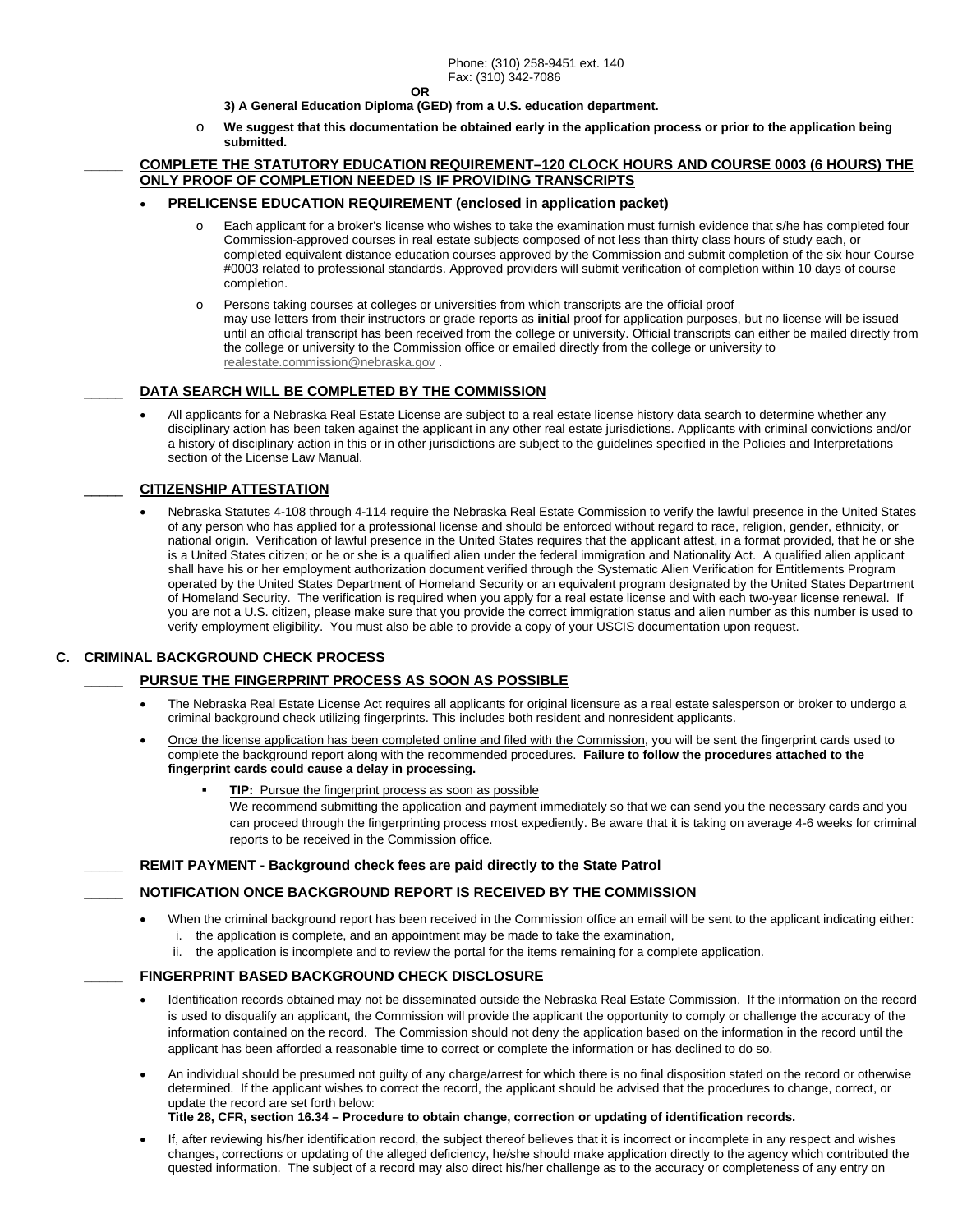Phone: (310) 258-9451 ext. 140
Fax: (310) 342-7086

**OR**

**3) A General Education Diploma (GED) from a U.S. education department.**

- **We suggest that this documentation be obtained early in the application process or prior to the application being submitted.**

_____ **COMPLETE THE STATUTORY EDUCATION REQUIREMENT–120 CLOCK HOURS AND COURSE 0003 (6 HOURS) THE ONLY PROOF OF COMPLETION NEEDED IS IF PROVIDING TRANSCRIPTS**

- **PRELICENSE EDUCATION REQUIREMENT (enclosed in application packet)**
  - Each applicant for a broker's license who wishes to take the examination must furnish evidence that s/he has completed four Commission-approved courses in real estate subjects composed of not less than thirty class hours of study each, or completed equivalent distance education courses approved by the Commission and submit completion of the six hour Course #0003 related to professional standards. Approved providers will submit verification of completion within 10 days of course completion.
  - Persons taking courses at colleges or universities from which transcripts are the official proof may use letters from their instructors or grade reports as **initial** proof for application purposes, but no license will be issued until an official transcript has been received from the college or university. Official transcripts can either be mailed directly from the college or university to the Commission office or emailed directly from the college or university to realestate.commission@nebraska.gov .

_____ **DATA SEARCH WILL BE COMPLETED BY THE COMMISSION**

- All applicants for a Nebraska Real Estate License are subject to a real estate license history data search to determine whether any disciplinary action has been taken against the applicant in any other real estate jurisdictions. Applicants with criminal convictions and/or a history of disciplinary action in this or in other jurisdictions are subject to the guidelines specified in the Policies and Interpretations section of the License Law Manual.

_____ **CITIZENSHIP ATTESTATION**

- Nebraska Statutes 4-108 through 4-114 require the Nebraska Real Estate Commission to verify the lawful presence in the United States of any person who has applied for a professional license and should be enforced without regard to race, religion, gender, ethnicity, or national origin. Verification of lawful presence in the United States requires that the applicant attest, in a format provided, that he or she is a United States citizen; or he or she is a qualified alien under the federal immigration and Nationality Act. A qualified alien applicant shall have his or her employment authorization document verified through the Systematic Alien Verification for Entitlements Program operated by the United States Department of Homeland Security or an equivalent program designated by the United States Department of Homeland Security. The verification is required when you apply for a real estate license and with each two-year license renewal. If you are not a U.S. citizen, please make sure that you provide the correct immigration status and alien number as this number is used to verify employment eligibility. You must also be able to provide a copy of your USCIS documentation upon request.

## C. CRIMINAL BACKGROUND CHECK PROCESS

_____ **PURSUE THE FINGERPRINT PROCESS AS SOON AS POSSIBLE**

- The Nebraska Real Estate License Act requires all applicants for original licensure as a real estate salesperson or broker to undergo a criminal background check utilizing fingerprints. This includes both resident and nonresident applicants.
- Once the license application has been completed online and filed with the Commission, you will be sent the fingerprint cards used to complete the background report along with the recommended procedures. **Failure to follow the procedures attached to the fingerprint cards could cause a delay in processing.**
  - **TIP:** Pursue the fingerprint process as soon as possible
    We recommend submitting the application and payment immediately so that we can send you the necessary cards and you can proceed through the fingerprinting process most expediently. Be aware that it is taking on average 4-6 weeks for criminal reports to be received in the Commission office.

_____ **REMIT PAYMENT - Background check fees are paid directly to the State Patrol**

_____ **NOTIFICATION ONCE BACKGROUND REPORT IS RECEIVED BY THE COMMISSION**

- When the criminal background report has been received in the Commission office an email will be sent to the applicant indicating either:
  i. the application is complete, and an appointment may be made to take the examination,
  ii. the application is incomplete and to review the portal for the items remaining for a complete application.

_____ **FINGERPRINT BASED BACKGROUND CHECK DISCLOSURE**

- Identification records obtained may not be disseminated outside the Nebraska Real Estate Commission. If the information on the record is used to disqualify an applicant, the Commission will provide the applicant the opportunity to comply or challenge the accuracy of the information contained on the record. The Commission should not deny the application based on the information in the record until the applicant has been afforded a reasonable time to correct or complete the information or has declined to do so.
- An individual should be presumed not guilty of any charge/arrest for which there is no final disposition stated on the record or otherwise determined. If the applicant wishes to correct the record, the applicant should be advised that the procedures to change, correct, or update the record are set forth below:
  **Title 28, CFR, section 16.34 – Procedure to obtain change, correction or updating of identification records.**
- If, after reviewing his/her identification record, the subject thereof believes that it is incorrect or incomplete in any respect and wishes changes, corrections or updating of the alleged deficiency, he/she should make application directly to the agency which contributed the quested information. The subject of a record may also direct his/her challenge as to the accuracy or completeness of any entry on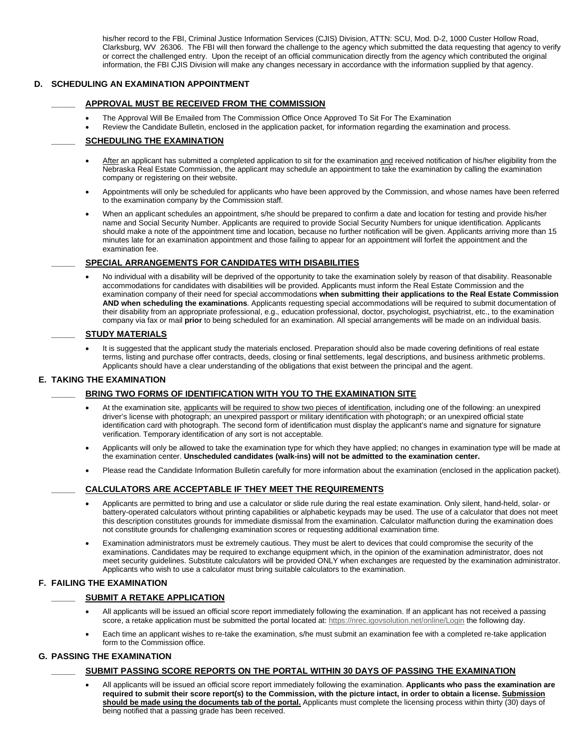his/her record to the FBI, Criminal Justice Information Services (CJIS) Division, ATTN: SCU, Mod. D-2, 1000 Custer Hollow Road, Clarksburg, WV 26306. The FBI will then forward the challenge to the agency which submitted the data requesting that agency to verify or correct the challenged entry. Upon the receipt of an official communication directly from the agency which contributed the original information, the FBI CJIS Division will make any changes necessary in accordance with the information supplied by that agency.

## D. SCHEDULING AN EXAMINATION APPOINTMENT

_____ **APPROVAL MUST BE RECEIVED FROM THE COMMISSION**

- The Approval Will Be Emailed from The Commission Office Once Approved To Sit For The Examination
- Review the Candidate Bulletin, enclosed in the application packet, for information regarding the examination and process.

_____ **SCHEDULING THE EXAMINATION**

- After an applicant has submitted a completed application to sit for the examination and received notification of his/her eligibility from the Nebraska Real Estate Commission, the applicant may schedule an appointment to take the examination by calling the examination company or registering on their website.
- Appointments will only be scheduled for applicants who have been approved by the Commission, and whose names have been referred to the examination company by the Commission staff.
- When an applicant schedules an appointment, s/he should be prepared to confirm a date and location for testing and provide his/her name and Social Security Number. Applicants are required to provide Social Security Numbers for unique identification. Applicants should make a note of the appointment time and location, because no further notification will be given. Applicants arriving more than 15 minutes late for an examination appointment and those failing to appear for an appointment will forfeit the appointment and the examination fee.

_____ **SPECIAL ARRANGEMENTS FOR CANDIDATES WITH DISABILITIES**

- No individual with a disability will be deprived of the opportunity to take the examination solely by reason of that disability. Reasonable accommodations for candidates with disabilities will be provided. Applicants must inform the Real Estate Commission and the examination company of their need for special accommodations **when submitting their applications to the Real Estate Commission AND when scheduling the examinations**. Applicants requesting special accommodations will be required to submit documentation of their disability from an appropriate professional, e.g., education professional, doctor, psychologist, psychiatrist, etc., to the examination company via fax or mail **prior** to being scheduled for an examination. All special arrangements will be made on an individual basis.

_____ **STUDY MATERIALS**

- It is suggested that the applicant study the materials enclosed. Preparation should also be made covering definitions of real estate terms, listing and purchase offer contracts, deeds, closing or final settlements, legal descriptions, and business arithmetic problems. Applicants should have a clear understanding of the obligations that exist between the principal and the agent.

## E. TAKING THE EXAMINATION

_____ **BRING TWO FORMS OF IDENTIFICATION WITH YOU TO THE EXAMINATION SITE**

- At the examination site, applicants will be required to show two pieces of identification, including one of the following: an unexpired driver's license with photograph; an unexpired passport or military identification with photograph; or an unexpired official state identification card with photograph. The second form of identification must display the applicant's name and signature for signature verification. Temporary identification of any sort is not acceptable.
- Applicants will only be allowed to take the examination type for which they have applied; no changes in examination type will be made at the examination center. **Unscheduled candidates (walk-ins) will not be admitted to the examination center.**
- Please read the Candidate Information Bulletin carefully for more information about the examination (enclosed in the application packet).

_____ **CALCULATORS ARE ACCEPTABLE IF THEY MEET THE REQUIREMENTS**

- Applicants are permitted to bring and use a calculator or slide rule during the real estate examination. Only silent, hand-held, solar- or battery-operated calculators without printing capabilities or alphabetic keypads may be used. The use of a calculator that does not meet this description constitutes grounds for immediate dismissal from the examination. Calculator malfunction during the examination does not constitute grounds for challenging examination scores or requesting additional examination time.
- Examination administrators must be extremely cautious. They must be alert to devices that could compromise the security of the examinations. Candidates may be required to exchange equipment which, in the opinion of the examination administrator, does not meet security guidelines. Substitute calculators will be provided ONLY when exchanges are requested by the examination administrator. Applicants who wish to use a calculator must bring suitable calculators to the examination.

## F. FAILING THE EXAMINATION

_____ **SUBMIT A RETAKE APPLICATION**

- All applicants will be issued an official score report immediately following the examination. If an applicant has not received a passing score, a retake application must be submitted the portal located at: https://nrec.igovsolution.net/online/Login the following day.
- Each time an applicant wishes to re-take the examination, s/he must submit an examination fee with a completed re-take application form to the Commission office.

## G. PASSING THE EXAMINATION

_____ **SUBMIT PASSING SCORE REPORTS ON THE PORTAL WITHIN 30 DAYS OF PASSING THE EXAMINATION**

- All applicants will be issued an official score report immediately following the examination. **Applicants who pass the examination are required to submit their score report(s) to the Commission, with the picture intact, in order to obtain a license. Submission should be made using the documents tab of the portal.** Applicants must complete the licensing process within thirty (30) days of being notified that a passing grade has been received.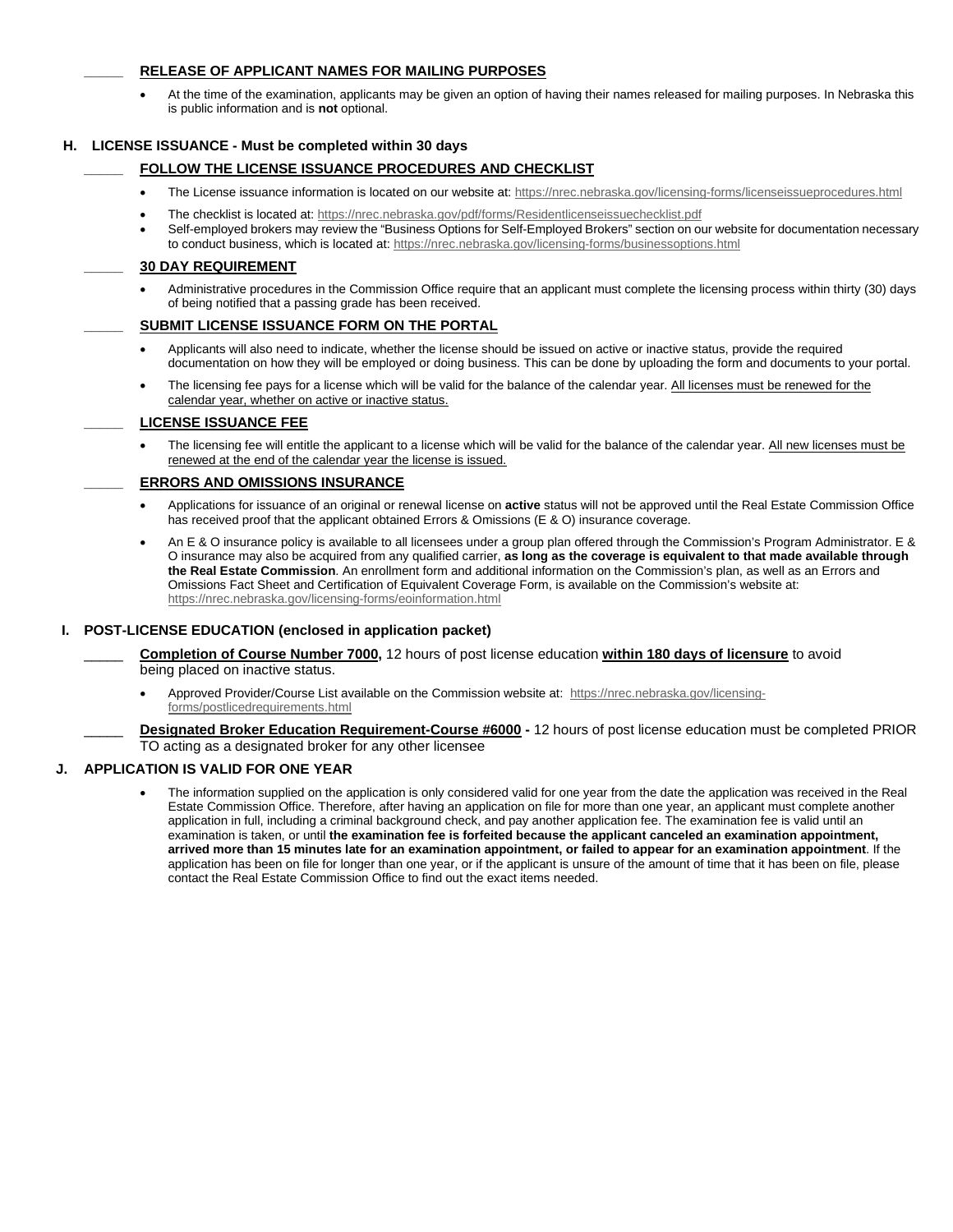_____ **RELEASE OF APPLICANT NAMES FOR MAILING PURPOSES**

- At the time of the examination, applicants may be given an option of having their names released for mailing purposes. In Nebraska this is public information and is **not** optional.

## H. LICENSE ISSUANCE - Must be completed within 30 days

_____ **FOLLOW THE LICENSE ISSUANCE PROCEDURES AND CHECKLIST**

- The License issuance information is located on our website at: https://nrec.nebraska.gov/licensing-forms/licenseissueprocedures.html
- The checklist is located at: https://nrec.nebraska.gov/pdf/forms/Residentlicenseissuechecklist.pdf
- Self-employed brokers may review the "Business Options for Self-Employed Brokers" section on our website for documentation necessary to conduct business, which is located at: https://nrec.nebraska.gov/licensing-forms/businessoptions.html

_____ **30 DAY REQUIREMENT**

- Administrative procedures in the Commission Office require that an applicant must complete the licensing process within thirty (30) days of being notified that a passing grade has been received.

_____ **SUBMIT LICENSE ISSUANCE FORM ON THE PORTAL**

- Applicants will also need to indicate, whether the license should be issued on active or inactive status, provide the required documentation on how they will be employed or doing business. This can be done by uploading the form and documents to your portal.
- The licensing fee pays for a license which will be valid for the balance of the calendar year. All licenses must be renewed for the calendar year, whether on active or inactive status.

_____ **LICENSE ISSUANCE FEE**

- The licensing fee will entitle the applicant to a license which will be valid for the balance of the calendar year. All new licenses must be renewed at the end of the calendar year the license is issued.

_____ **ERRORS AND OMISSIONS INSURANCE**

- Applications for issuance of an original or renewal license on **active** status will not be approved until the Real Estate Commission Office has received proof that the applicant obtained Errors & Omissions (E & O) insurance coverage.
- An E & O insurance policy is available to all licensees under a group plan offered through the Commission's Program Administrator. E & O insurance may also be acquired from any qualified carrier, **as long as the coverage is equivalent to that made available through the Real Estate Commission**. An enrollment form and additional information on the Commission's plan, as well as an Errors and Omissions Fact Sheet and Certification of Equivalent Coverage Form, is available on the Commission's website at: https://nrec.nebraska.gov/licensing-forms/eoinformation.html

## I. POST-LICENSE EDUCATION (enclosed in application packet)

_____ **Completion of Course Number 7000,** 12 hours of post license education **within 180 days of licensure** to avoid being placed on inactive status.

- Approved Provider/Course List available on the Commission website at: https://nrec.nebraska.gov/licensing-forms/postlicedrequirements.html

_____ **Designated Broker Education Requirement-Course #6000 -** 12 hours of post license education must be completed PRIOR TO acting as a designated broker for any other licensee

## J. APPLICATION IS VALID FOR ONE YEAR

- The information supplied on the application is only considered valid for one year from the date the application was received in the Real Estate Commission Office. Therefore, after having an application on file for more than one year, an applicant must complete another application in full, including a criminal background check, and pay another application fee. The examination fee is valid until an examination is taken, or until **the examination fee is forfeited because the applicant canceled an examination appointment, arrived more than 15 minutes late for an examination appointment, or failed to appear for an examination appointment**. If the application has been on file for longer than one year, or if the applicant is unsure of the amount of time that it has been on file, please contact the Real Estate Commission Office to find out the exact items needed.